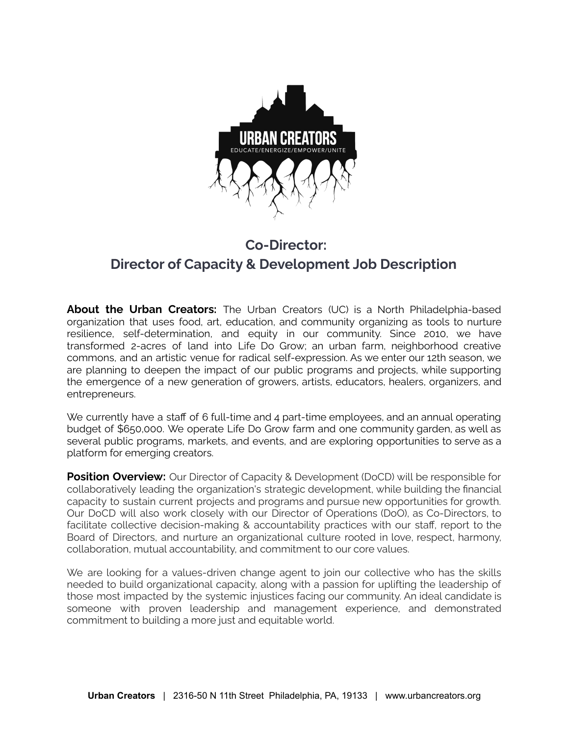# Co-Director:
# Director of Capacity & Development Job Description

**About the Urban Creators:** The Urban Creators (UC) is a North Philadelphia-based organization that uses food, art, education, and community organizing as tools to nurture resilience, self-determination, and equity in our community. Since 2010, we have transformed 2-acres of land into Life Do Grow; an urban farm, neighborhood creative commons, and an artistic venue for radical self-expression. As we enter our 12th season, we are planning to deepen the impact of our public programs and projects, while supporting the emergence of a new generation of growers, artists, educators, healers, organizers, and entrepreneurs.

We currently have a staff of 6 full-time and 4 part-time employees, and an annual operating budget of $650,000. We operate Life Do Grow farm and one community garden, as well as several public programs, markets, and events, and are exploring opportunities to serve as a platform for emerging creators.

**Position Overview:** Our Director of Capacity & Development (DoCD) will be responsible for collaboratively leading the organization's strategic development, while building the financial capacity to sustain current projects and programs and pursue new opportunities for growth. Our DoCD will also work closely with our Director of Operations (DoO), as Co-Directors, to facilitate collective decision-making & accountability practices with our staff, report to the Board of Directors, and nurture an organizational culture rooted in love, respect, harmony, collaboration, mutual accountability, and commitment to our core values.

We are looking for a values-driven change agent to join our collective who has the skills needed to build organizational capacity, along with a passion for uplifting the leadership of those most impacted by the systemic injustices facing our community. An ideal candidate is someone with proven leadership and management experience, and demonstrated commitment to building a more just and equitable world.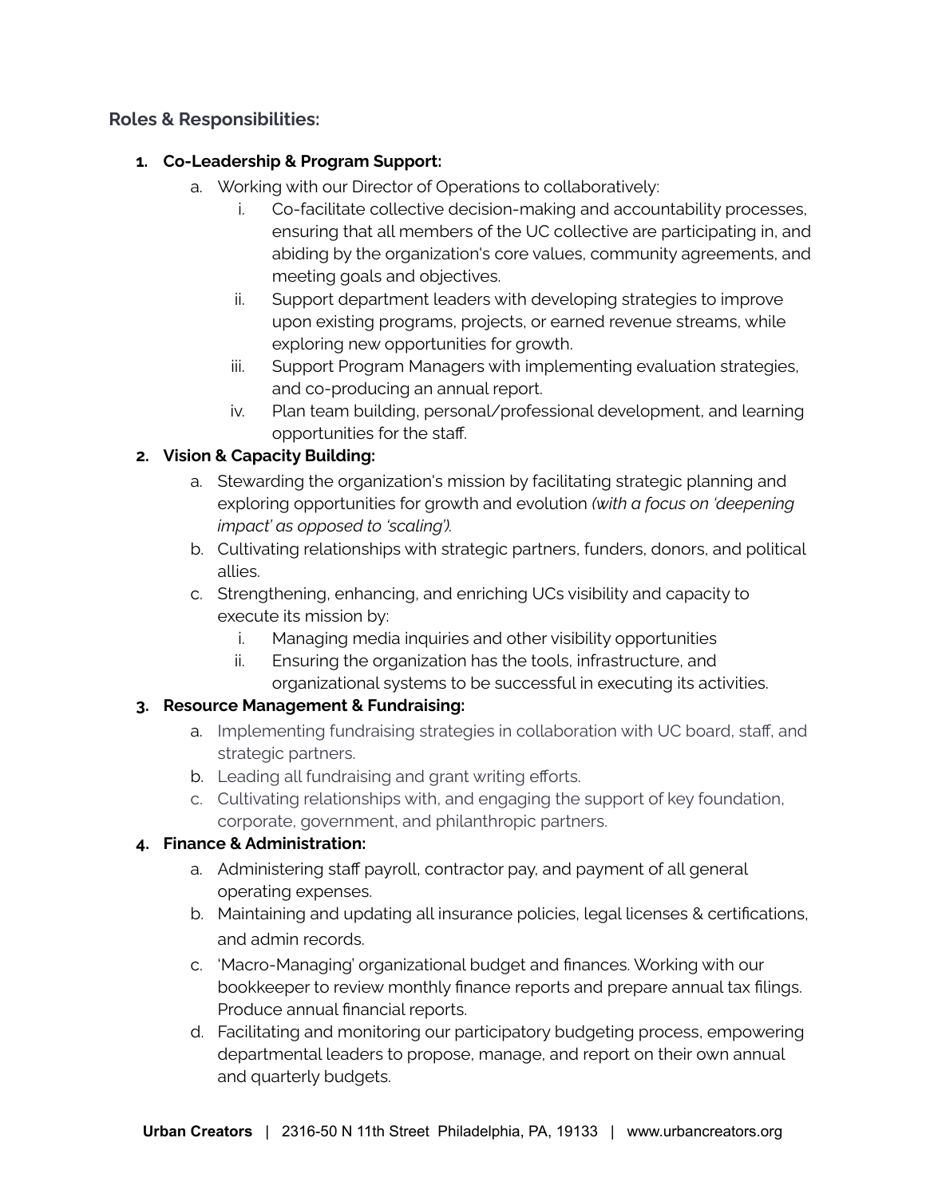### Roles & Responsibilities:

1. **Co-Leadership & Program Support:**
   a. Working with our Director of Operations to collaboratively:
      i. Co-facilitate collective decision-making and accountability processes, ensuring that all members of the UC collective are participating in, and abiding by the organization's core values, community agreements, and meeting goals and objectives.
      ii. Support department leaders with developing strategies to improve upon existing programs, projects, or earned revenue streams, while exploring new opportunities for growth.
      iii. Support Program Managers with implementing evaluation strategies, and co-producing an annual report.
      iv. Plan team building, personal/professional development, and learning opportunities for the staff.
2. **Vision & Capacity Building:**
   a. Stewarding the organization's mission by facilitating strategic planning and exploring opportunities for growth and evolution *(with a focus on 'deepening impact' as opposed to 'scaling').*
   b. Cultivating relationships with strategic partners, funders, donors, and political allies.
   c. Strengthening, enhancing, and enriching UCs visibility and capacity to execute its mission by:
      i. Managing media inquiries and other visibility opportunities
      ii. Ensuring the organization has the tools, infrastructure, and organizational systems to be successful in executing its activities.
3. **Resource Management & Fundraising:**
   a. Implementing fundraising strategies in collaboration with UC board, staff, and strategic partners.
   b. Leading all fundraising and grant writing efforts.
   c. Cultivating relationships with, and engaging the support of key foundation, corporate, government, and philanthropic partners.
4. **Finance & Administration:**
   a. Administering staff payroll, contractor pay, and payment of all general operating expenses.
   b. Maintaining and updating all insurance policies, legal licenses & certifications, and admin records.
   c. 'Macro-Managing' organizational budget and finances. Working with our bookkeeper to review monthly finance reports and prepare annual tax filings. Produce annual financial reports.
   d. Facilitating and monitoring our participatory budgeting process, empowering departmental leaders to propose, manage, and report on their own annual and quarterly budgets.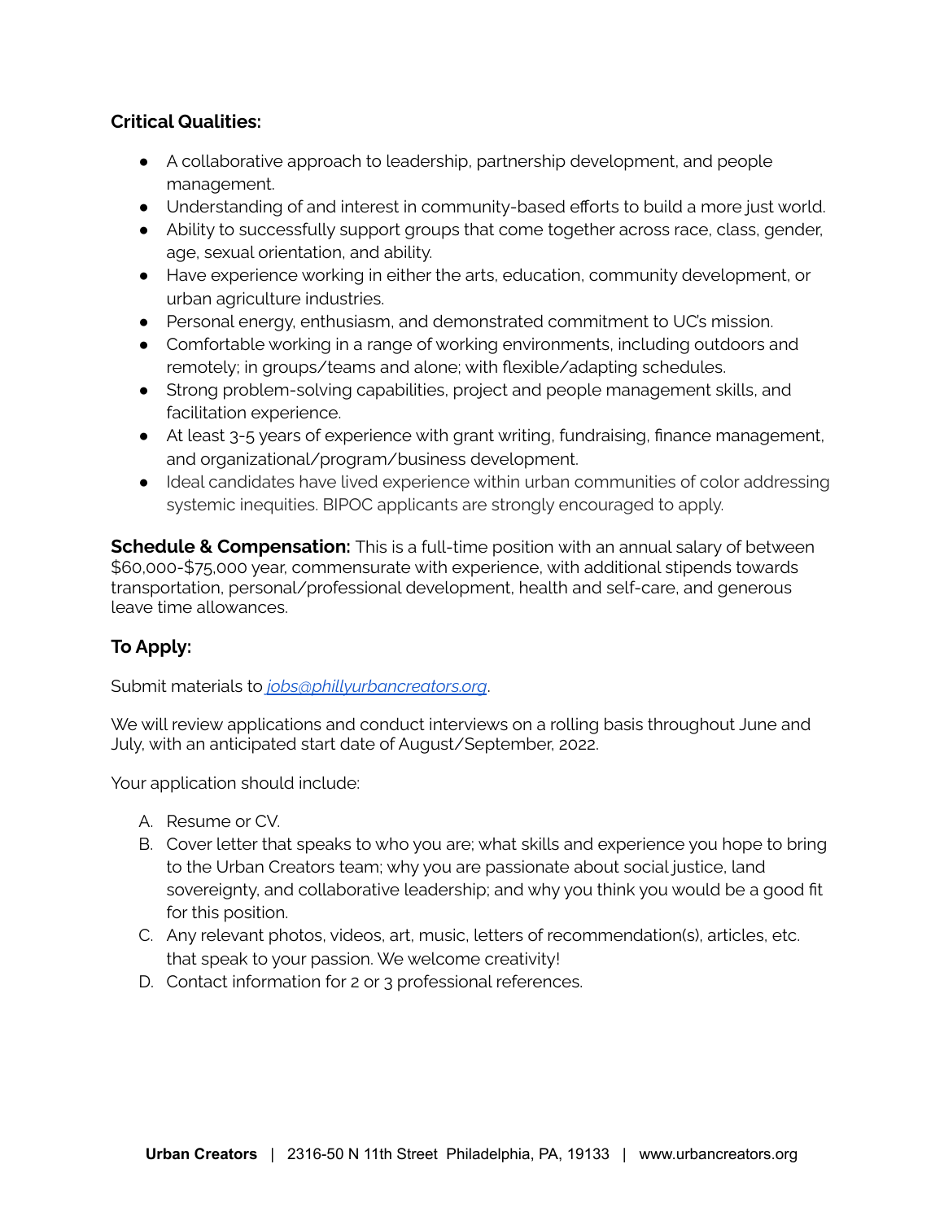**Critical Qualities:**

- A collaborative approach to leadership, partnership development, and people management.
- Understanding of and interest in community-based efforts to build a more just world.
- Ability to successfully support groups that come together across race, class, gender, age, sexual orientation, and ability.
- Have experience working in either the arts, education, community development, or urban agriculture industries.
- Personal energy, enthusiasm, and demonstrated commitment to UC's mission.
- Comfortable working in a range of working environments, including outdoors and remotely; in groups/teams and alone; with flexible/adapting schedules.
- Strong problem-solving capabilities, project and people management skills, and facilitation experience.
- At least 3-5 years of experience with grant writing, fundraising, finance management, and organizational/program/business development.
- Ideal candidates have lived experience within urban communities of color addressing systemic inequities. BIPOC applicants are strongly encouraged to apply.

**Schedule & Compensation:** This is a full-time position with an annual salary of between $60,000-$75,000 year, commensurate with experience, with additional stipends towards transportation, personal/professional development, health and self-care, and generous leave time allowances.

**To Apply:**

Submit materials to *jobs@phillyurbancreators.org*.

We will review applications and conduct interviews on a rolling basis throughout June and July, with an anticipated start date of August/September, 2022.

Your application should include:

A. Resume or CV.
B. Cover letter that speaks to who you are; what skills and experience you hope to bring to the Urban Creators team; why you are passionate about social justice, land sovereignty, and collaborative leadership; and why you think you would be a good fit for this position.
C. Any relevant photos, videos, art, music, letters of recommendation(s), articles, etc. that speak to your passion. We welcome creativity!
D. Contact information for 2 or 3 professional references.